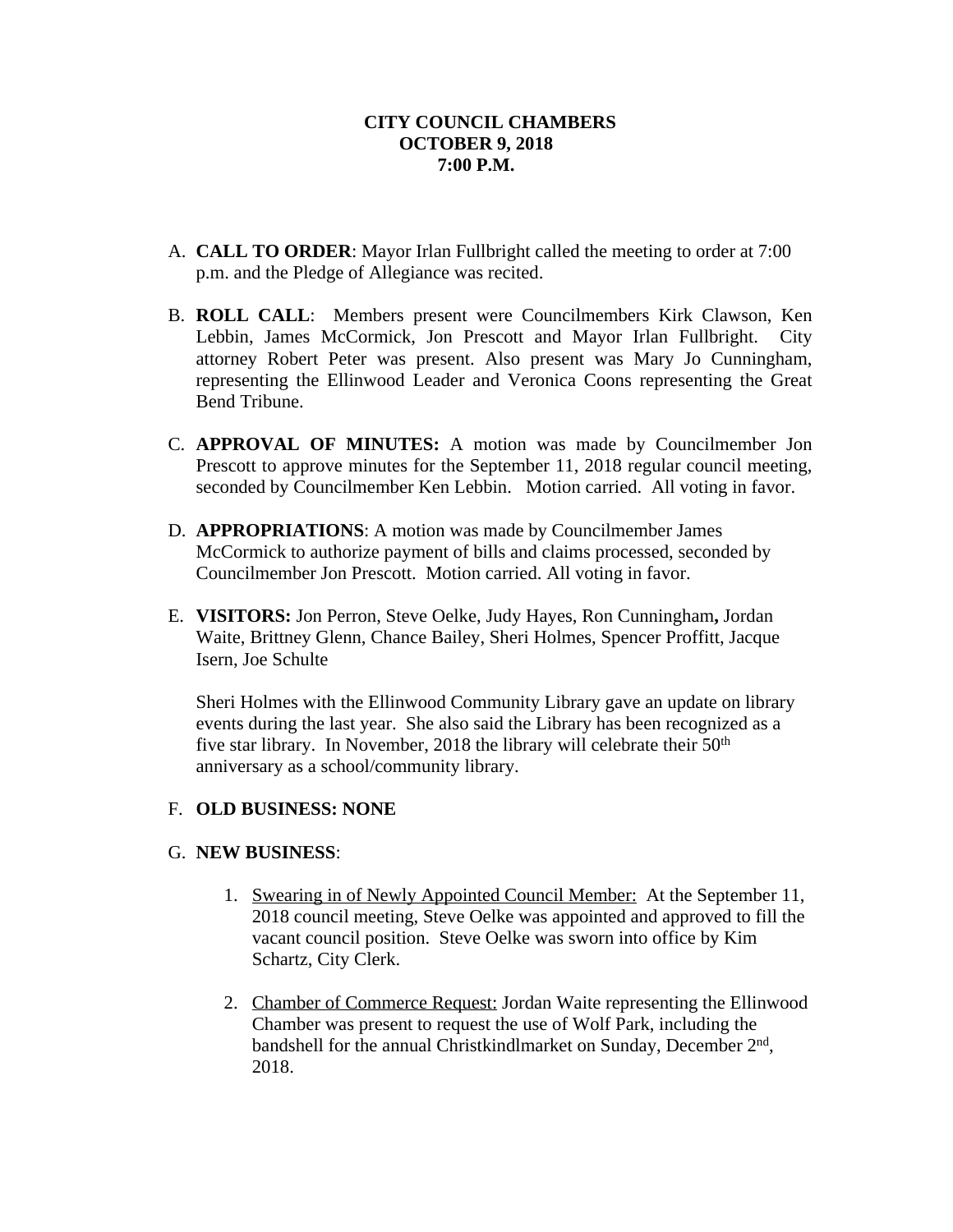**CITY COUNCIL CHAMBERS**
**OCTOBER 9, 2018**
**7:00 P.M.**

A. **CALL TO ORDER**: Mayor Irlan Fullbright called the meeting to order at 7:00 p.m. and the Pledge of Allegiance was recited.

B. **ROLL CALL**: Members present were Councilmembers Kirk Clawson, Ken Lebbin, James McCormick, Jon Prescott and Mayor Irlan Fullbright. City attorney Robert Peter was present. Also present was Mary Jo Cunningham, representing the Ellinwood Leader and Veronica Coons representing the Great Bend Tribune.

C. **APPROVAL OF MINUTES:** A motion was made by Councilmember Jon Prescott to approve minutes for the September 11, 2018 regular council meeting, seconded by Councilmember Ken Lebbin. Motion carried. All voting in favor.

D. **APPROPRIATIONS**: A motion was made by Councilmember James McCormick to authorize payment of bills and claims processed, seconded by Councilmember Jon Prescott. Motion carried. All voting in favor.

E. **VISITORS:** Jon Perron, Steve Oelke, Judy Hayes, Ron Cunningham**,** Jordan Waite, Brittney Glenn, Chance Bailey, Sheri Holmes, Spencer Proffitt, Jacque Isern, Joe Schulte

   Sheri Holmes with the Ellinwood Community Library gave an update on library events during the last year. She also said the Library has been recognized as a five star library. In November, 2018 the library will celebrate their 50th anniversary as a school/community library.

F. **OLD BUSINESS: NONE**

G. **NEW BUSINESS**:

   1. Swearing in of Newly Appointed Council Member: At the September 11, 2018 council meeting, Steve Oelke was appointed and approved to fill the vacant council position. Steve Oelke was sworn into office by Kim Schartz, City Clerk.

   2. Chamber of Commerce Request: Jordan Waite representing the Ellinwood Chamber was present to request the use of Wolf Park, including the bandshell for the annual Christkindlmarket on Sunday, December 2nd, 2018.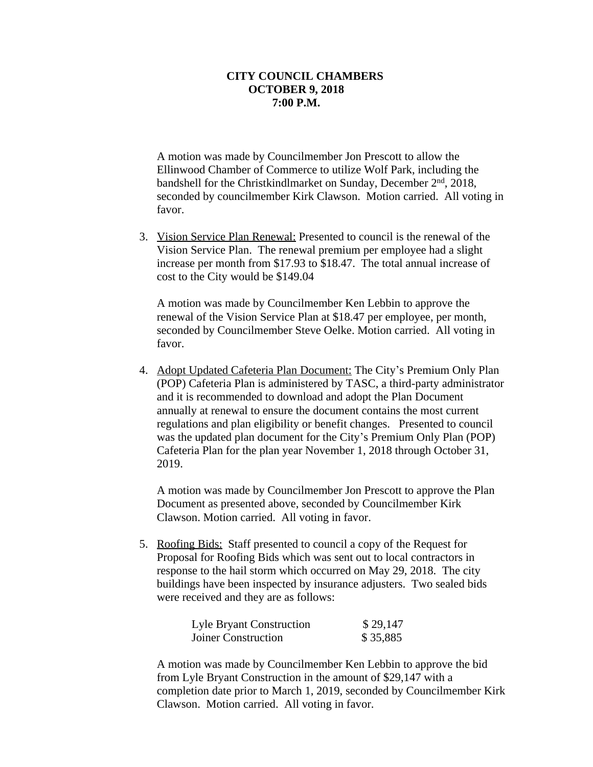**CITY COUNCIL CHAMBERS**
**OCTOBER 9, 2018**
**7:00 P.M.**

A motion was made by Councilmember Jon Prescott to allow the Ellinwood Chamber of Commerce to utilize Wolf Park, including the bandshell for the Christkindlmarket on Sunday, December 2nd, 2018, seconded by councilmember Kirk Clawson. Motion carried. All voting in favor.

3. Vision Service Plan Renewal: Presented to council is the renewal of the Vision Service Plan. The renewal premium per employee had a slight increase per month from $17.93 to $18.47. The total annual increase of cost to the City would be $149.04

   A motion was made by Councilmember Ken Lebbin to approve the renewal of the Vision Service Plan at $18.47 per employee, per month, seconded by Councilmember Steve Oelke. Motion carried. All voting in favor.

4. Adopt Updated Cafeteria Plan Document: The City's Premium Only Plan (POP) Cafeteria Plan is administered by TASC, a third-party administrator and it is recommended to download and adopt the Plan Document annually at renewal to ensure the document contains the most current regulations and plan eligibility or benefit changes. Presented to council was the updated plan document for the City's Premium Only Plan (POP) Cafeteria Plan for the plan year November 1, 2018 through October 31, 2019.

   A motion was made by Councilmember Jon Prescott to approve the Plan Document as presented above, seconded by Councilmember Kirk Clawson. Motion carried. All voting in favor.

5. Roofing Bids: Staff presented to council a copy of the Request for Proposal for Roofing Bids which was sent out to local contractors in response to the hail storm which occurred on May 29, 2018. The city buildings have been inspected by insurance adjusters. Two sealed bids were received and they are as follows:

   | | |
   |---|---|
   | Lyle Bryant Construction | $ 29,147 |
   | Joiner Construction | $ 35,885 |

   A motion was made by Councilmember Ken Lebbin to approve the bid from Lyle Bryant Construction in the amount of $29,147 with a completion date prior to March 1, 2019, seconded by Councilmember Kirk Clawson. Motion carried. All voting in favor.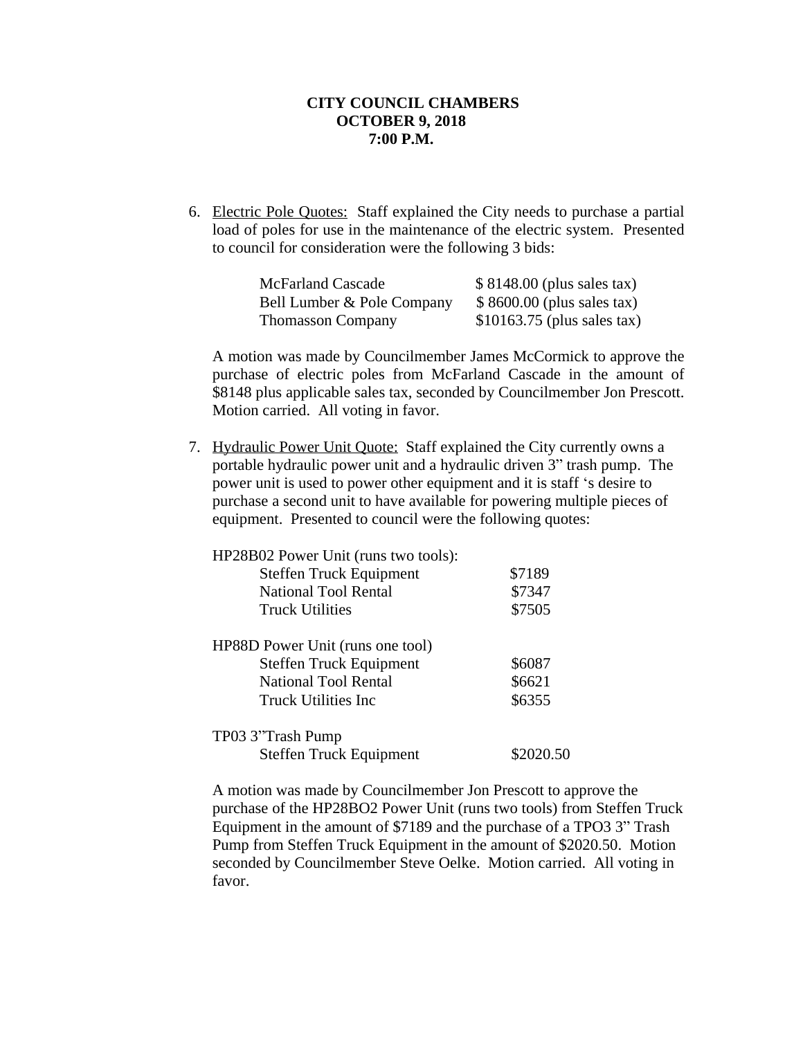**CITY COUNCIL CHAMBERS**
**OCTOBER 9, 2018**
**7:00 P.M.**

6. Electric Pole Quotes: Staff explained the City needs to purchase a partial load of poles for use in the maintenance of the electric system. Presented to council for consideration were the following 3 bids:

| | |
|---|---|
| McFarland Cascade | $ 8148.00 (plus sales tax) |
| Bell Lumber & Pole Company | $ 8600.00 (plus sales tax) |
| Thomasson Company | $10163.75 (plus sales tax) |

A motion was made by Councilmember James McCormick to approve the purchase of electric poles from McFarland Cascade in the amount of $8148 plus applicable sales tax, seconded by Councilmember Jon Prescott. Motion carried. All voting in favor.

7. Hydraulic Power Unit Quote: Staff explained the City currently owns a portable hydraulic power unit and a hydraulic driven 3" trash pump. The power unit is used to power other equipment and it is staff 's desire to purchase a second unit to have available for powering multiple pieces of equipment. Presented to council were the following quotes:

| | |
|---|---|
| HP28B02 Power Unit (runs two tools): | |
| Steffen Truck Equipment | $7189 |
| National Tool Rental | $7347 |
| Truck Utilities | $7505 |
| HP88D Power Unit (runs one tool) | |
| Steffen Truck Equipment | $6087 |
| National Tool Rental | $6621 |
| Truck Utilities Inc | $6355 |
| TP03 3"Trash Pump | |
| Steffen Truck Equipment | $2020.50 |

A motion was made by Councilmember Jon Prescott to approve the purchase of the HP28BO2 Power Unit (runs two tools) from Steffen Truck Equipment in the amount of $7189 and the purchase of a TPO3 3" Trash Pump from Steffen Truck Equipment in the amount of $2020.50. Motion seconded by Councilmember Steve Oelke. Motion carried. All voting in favor.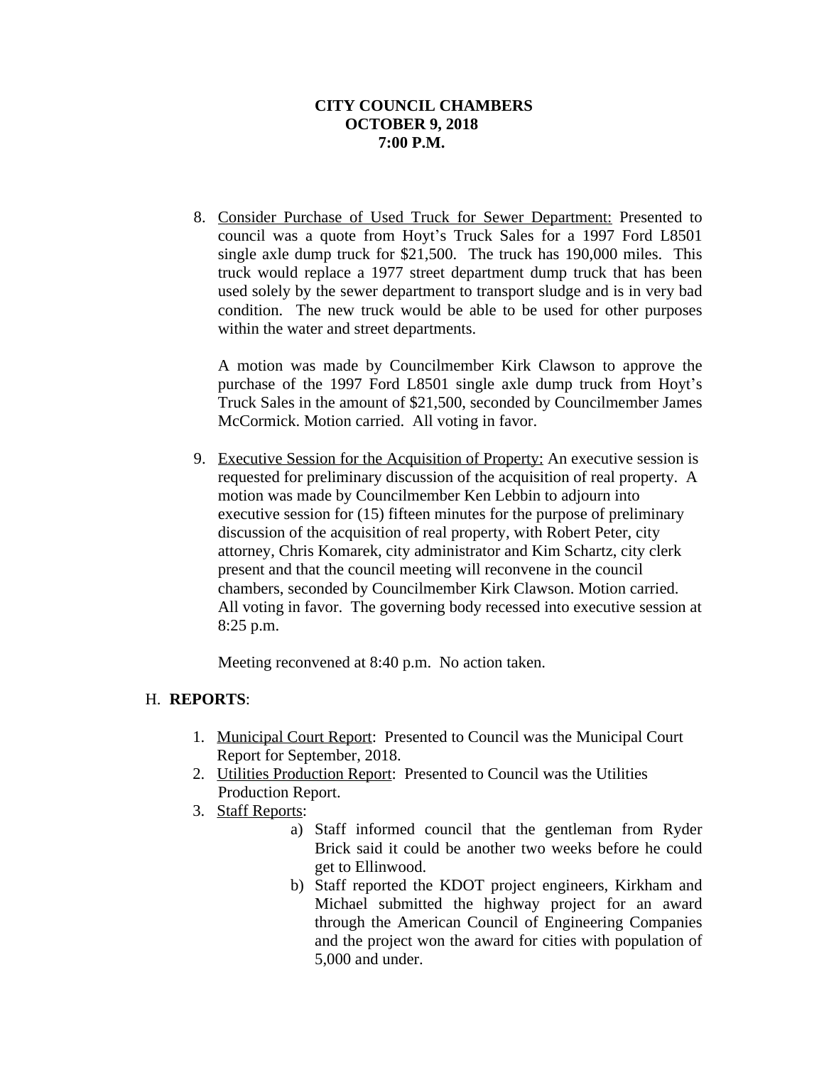**CITY COUNCIL CHAMBERS**
**OCTOBER 9, 2018**
**7:00 P.M.**

8. <u>Consider Purchase of Used Truck for Sewer Department:</u> Presented to council was a quote from Hoyt's Truck Sales for a 1997 Ford L8501 single axle dump truck for $21,500. The truck has 190,000 miles. This truck would replace a 1977 street department dump truck that has been used solely by the sewer department to transport sludge and is in very bad condition. The new truck would be able to be used for other purposes within the water and street departments.

   A motion was made by Councilmember Kirk Clawson to approve the purchase of the 1997 Ford L8501 single axle dump truck from Hoyt's Truck Sales in the amount of $21,500, seconded by Councilmember James McCormick. Motion carried. All voting in favor.

9. <u>Executive Session for the Acquisition of Property:</u> An executive session is requested for preliminary discussion of the acquisition of real property. A motion was made by Councilmember Ken Lebbin to adjourn into executive session for (15) fifteen minutes for the purpose of preliminary discussion of the acquisition of real property, with Robert Peter, city attorney, Chris Komarek, city administrator and Kim Schartz, city clerk present and that the council meeting will reconvene in the council chambers, seconded by Councilmember Kirk Clawson. Motion carried. All voting in favor. The governing body recessed into executive session at 8:25 p.m.

   Meeting reconvened at 8:40 p.m. No action taken.

H. **REPORTS**:

1. <u>Municipal Court Report</u>: Presented to Council was the Municipal Court Report for September, 2018.
2. <u>Utilities Production Report</u>: Presented to Council was the Utilities Production Report.
3. <u>Staff Reports</u>:
   a) Staff informed council that the gentleman from Ryder Brick said it could be another two weeks before he could get to Ellinwood.
   b) Staff reported the KDOT project engineers, Kirkham and Michael submitted the highway project for an award through the American Council of Engineering Companies and the project won the award for cities with population of 5,000 and under.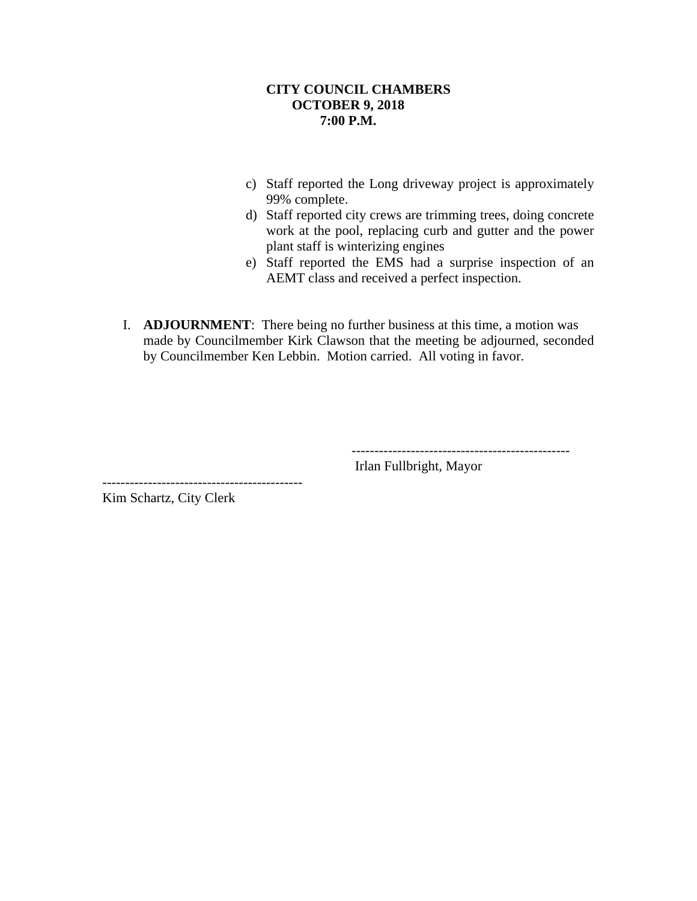**CITY COUNCIL CHAMBERS**
**OCTOBER 9, 2018**
**7:00 P.M.**

c) Staff reported the Long driveway project is approximately 99% complete.
d) Staff reported city crews are trimming trees, doing concrete work at the pool, replacing curb and gutter and the power plant staff is winterizing engines
e) Staff reported the EMS had a surprise inspection of an AEMT class and received a perfect inspection.

I. **ADJOURNMENT**: There being no further business at this time, a motion was made by Councilmember Kirk Clawson that the meeting be adjourned, seconded by Councilmember Ken Lebbin. Motion carried. All voting in favor.

------------------------------------------------
Irlan Fullbright, Mayor

--------------------------------------------
Kim Schartz, City Clerk